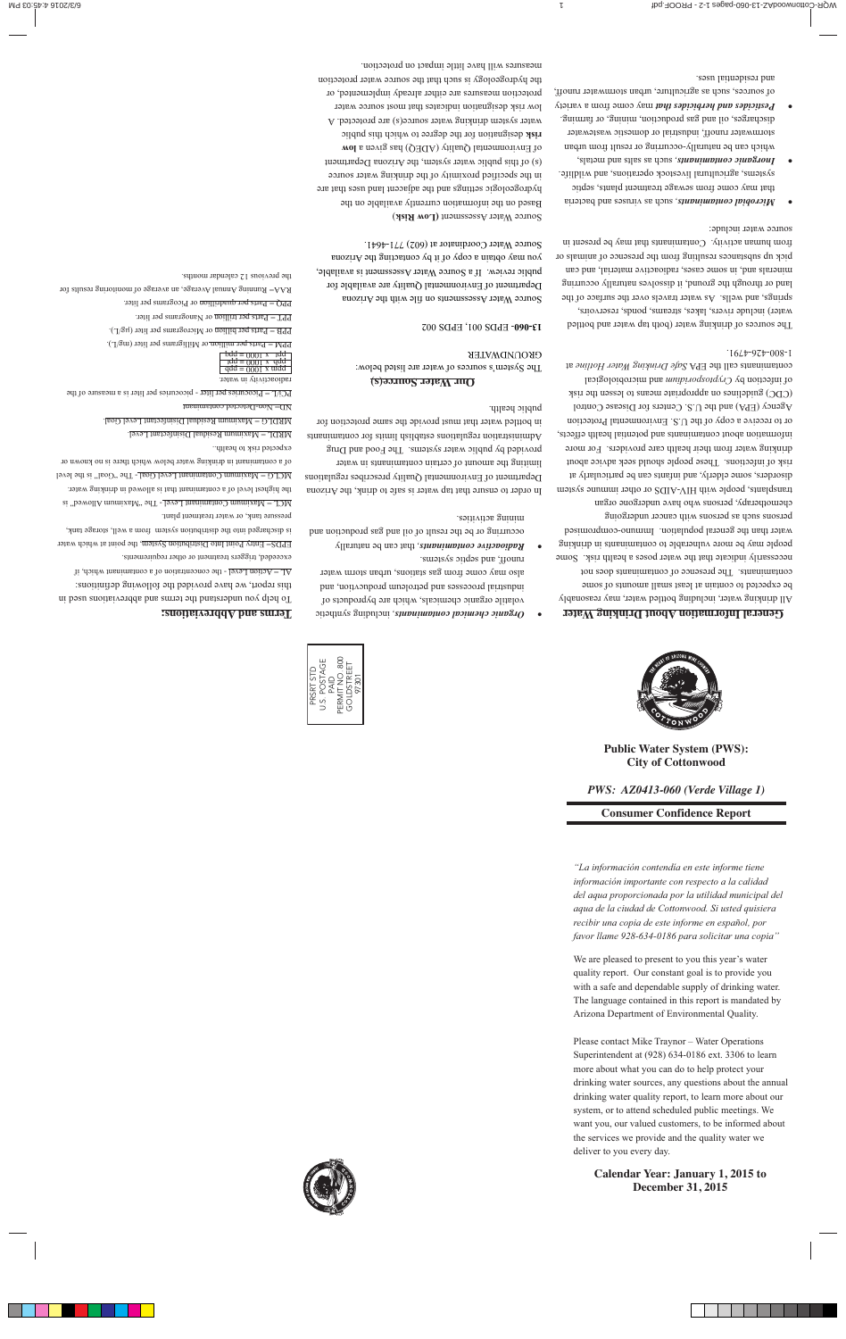# Calendar Year: January 1, 2015 to December 31, 2015

Public Water System (PWS): City of Cottonwood

*PWS: AZ0413-060 (Verde Village 1)*

**Consumer Confidence Report**

*"La información contendía en este informe tiene información importante con respecto a la calidad del aqua proporcionada por la utilidad municipal del agua de la ciudad de Cottonwood. Si usted quisiera recibir una copia de este informe en español, por favor llame 928-634-0186 para solicitar una copia"*

We are pleased to present to you this year's water quality report. Our constant goal is to provide you with a safe and dependable supply of drinking water. The language contained in this report is mandated by Arizona Department of Environmental Quality.

Please contact Mike Traynor – Water Operations Superintendent at (928) 634-0186 ext. 3306 to learn more about what you can do to help protect your drinking water sources, any questions about the annual drinking water quality report, to learn more about our system, or to attend scheduled public meetings. We want you, our valued customers, to be informed about the services we provide and the quality water we deliver to you every day.

## General Information About Drinking Water

All drinking water, including bottled water, may reasonably be expected to contain at least small amounts of some contaminants. The presence of contaminants does not necessarily indicate that the water poses a health risk. Some people may be more vulnerable to contaminants in drinking water than the general population. Immuno-compromised persons such as persons with cancer undergoing chemotherapy, persons who have undergone organ transplants, people with HIV-AIDS or other immune system disorders, some elderly, and infants can be particularly at risk of infections. These people should seek advice about drinking water from their health care providers. For more information about contaminants and potential health effects, or to receive a copy of the U.S. Environmental Protection Agency (EPA) and the U.S. Centers for Disease Control (CDC) guidelines on appropriate means to lessen the risk of infection by *Cryptosporidium* and microbiological contaminants call the EPA *Safe Drinking Water Hotline* at 1-800-426-4791.

The sources of drinking water (both tap water and bottled water) include rivers, lakes, streams, ponds, reservoirs, springs, and wells. As water travels over the surface of the land or through the ground, it dissolves naturally occurring minerals and, in some cases, radioactive material, and can pick up substances resulting from the presence of animals or from human activity. Contaminants that may be present in source water include:

- ***Microbial contaminants***, such as viruses and bacteria that may come from sewage treatment plants, septic systems, agricultural livestock operations, and wildlife.
- ***Inorganic contaminants***, such as salts and metals, which can be naturally-occurring or result from urban stormwater runoff, industrial or domestic wastewater discharges, oil and gas production, mining, or farming.
- ***Pesticides and herbicides that*** may come from a variety of sources, such as agriculture, urban stormwater runoff, and residential uses.
- ***Organic chemical contaminants***, including synthetic volatile organic chemicals, which are byproducts of industrial processes and petroleum production, and also may come from gas stations, urban storm water runoff, and septic systems.
- ***Radioactive contaminants***, that can be naturally occurring or be the result of oil and gas production and mining activities.

In order to ensure that tap water is safe to drink, the Arizona Department of Environmental Quality prescribes regulations limiting the amount of certain contaminants in water provided by public water systems. The Food and Drug Administration regulations establish limits for contaminants in bottled water that must provide the same protection for public health.

## Our Water Source(s)

The System's sources of water are listed below:

GROUNDWATER

**13-060**- EPDS 001, EPDS 002

Source Water Assessments on file with the Arizona Department of Environmental Quality are available for public review. If a Source Water Assessment is available, you may obtain a copy of it by contacting the Arizona Source Water Coordinator at (602) 771-4641.

**Source Water Assessment (Low Risk)**

Based on the information currently available on the hydrogeologic settings and the adjacent land uses that are in the specified proximity of the drinking water source (s) of this public water system, the Arizona Department of Environmental Quality (ADEQ) has given a **low risk** designation for the degree to which this public water system drinking water source(s) are protected. A low risk designation indicates that most source water protection measures are either already implemented, or the hydrogeology is such that the source water protection measures will have little impact on protection.

## Terms and Abbreviations:

To help you understand the terms and abbreviations used in this report, we have provided the following definitions:

AL – Action Level - the concentration of a contaminant which, if exceeded, triggers treatment or other requirements.

EPDS– Entry Point Into Distribution System, the point at which water is discharged into the distribution system from a well, storage tank, pressure tank, or water treatment plant.

MCL – Maximum Contaminant Level - The "Maximum Allowed" is the highest level of a contaminant that is allowed in drinking water.

MCLG – Maximum Contaminant Level Goal - The "Goal" is the level of a contaminant in drinking water below which there is no known or expected risk to health.

MRDL – Maximum Residual Disinfectant Level

MRDLG – Maximum Residual Disinfectant Level Goal

ND – Non-Detected contaminant

PCi/L – Picocuries per liter - picocuries per liter is a measure of the radioactivity in water.

| |
|---|
| ppm x 1000 = ppb |
| ppb x 1000 = ppt |
| ppt x 1000 = ppq |

PPM – Parts per million or Milligrams per liter (mg/L).

PPB – Parts per billion or Micrograms per liter (µg/L).

PPT – Parts per trillion or Nanograms per liter.

PPQ – Parts per quadrillion or Picograms per liter.

RAA – Running Annual Average, an average of monitoring results for the previous 12 calendar months.

PRSRT STD
U.S. POSTAGE
PAID
PERMIT NO. 800
GOLDSTREET
97301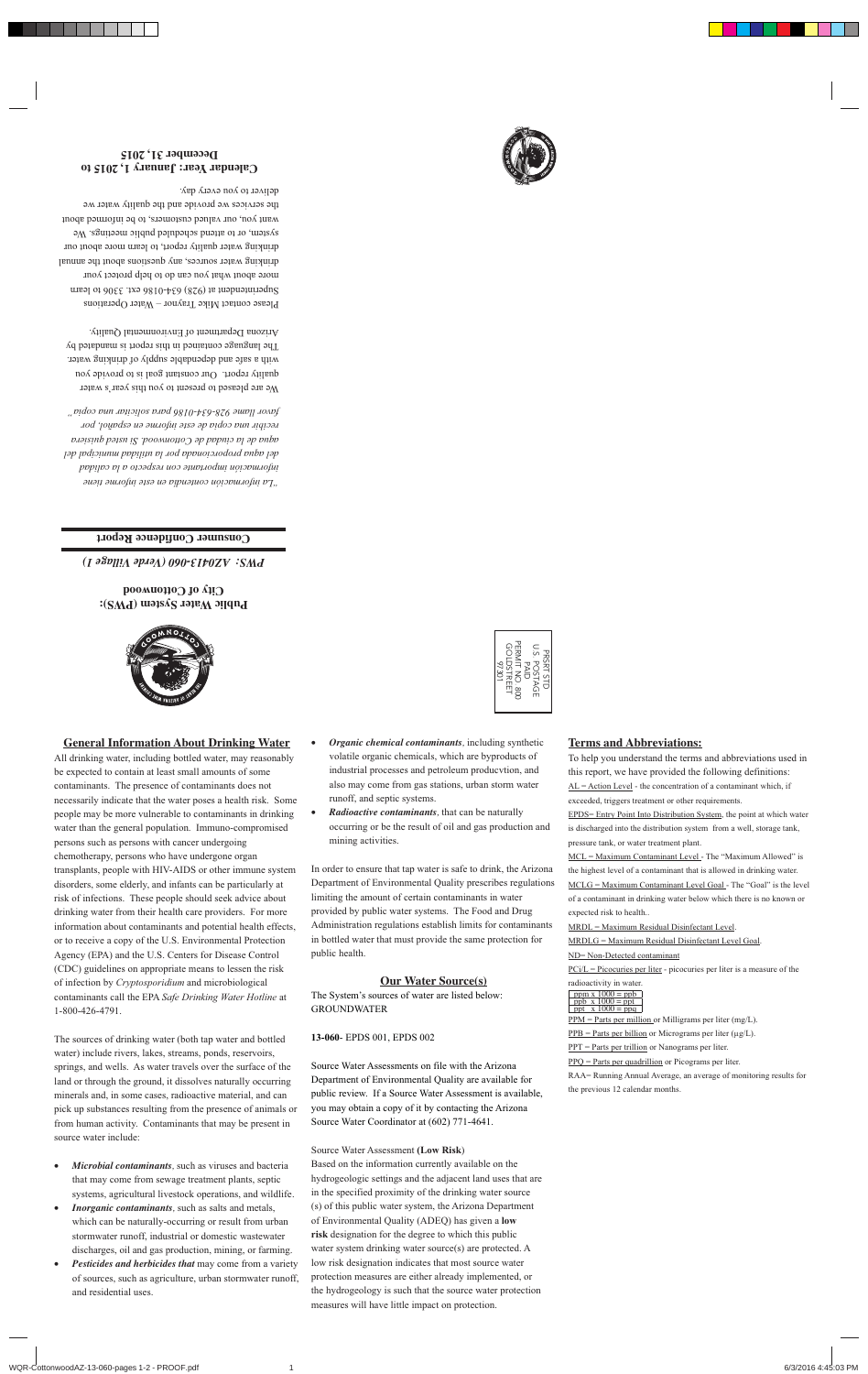# Public Water System (PWS): City of Cottonwood

## PWS: AZ0413-060 (Verde Village 1)

## Consumer Confidence Report

*"La información contenida en este informe tiene información importante con respecto a la calidad del agua proporcionada por la utilidad municipal del agua de la ciudad de Cottonwood. Si usted quisiera recibir una copia de este informe en español, por favor llame 928-634-0186 para solicitar una copia"*

We are pleased to present to you this year's water quality report. Our constant goal is to provide you with a safe and dependable supply of drinking water. The language contained in this report is mandated by Arizona Department of Environmental Quality.

Please contact Mike Traynor – Water Operations Superintendent at (928) 634-0186 ext. 3306 to learn more about what you can do to help protect your drinking water sources, any questions about the annual drinking water quality report, to learn more about our system, or to attend scheduled public meetings. We want you, our valued customers, to be informed about the services we provide and the quality water we deliver to you every day.

**Calendar Year: January 1, 2015 to December 31, 2015**

PRSRT STD
U.S. POSTAGE
PAID
PERMIT NO. 800
GOLDSTREET
97301

## General Information About Drinking Water

All drinking water, including bottled water, may reasonably be expected to contain at least small amounts of some contaminants. The presence of contaminants does not necessarily indicate that the water poses a health risk. Some people may be more vulnerable to contaminants in drinking water than the general population. Immuno-compromised persons such as persons with cancer undergoing chemotherapy, persons who have undergone organ transplants, people with HIV-AIDS or other immune system disorders, some elderly, and infants can be particularly at risk of infections. These people should seek advice about drinking water from their health care providers. For more information about contaminants and potential health effects, or to receive a copy of the U.S. Environmental Protection Agency (EPA) and the U.S. Centers for Disease Control (CDC) guidelines on appropriate means to lessen the risk of infection by *Cryptosporidium* and microbiological contaminants call the EPA *Safe Drinking Water Hotline* at 1-800-426-4791.

The sources of drinking water (both tap water and bottled water) include rivers, lakes, streams, ponds, reservoirs, springs, and wells. As water travels over the surface of the land or through the ground, it dissolves naturally occurring minerals and, in some cases, radioactive material, and can pick up substances resulting from the presence of animals or from human activity. Contaminants that may be present in source water include:

- ***Microbial contaminants***, such as viruses and bacteria that may come from sewage treatment plants, septic systems, agricultural livestock operations, and wildlife.
- ***Inorganic contaminants***, such as salts and metals, which can be naturally-occurring or result from urban stormwater runoff, industrial or domestic wastewater discharges, oil and gas production, mining, or farming.
- ***Pesticides and herbicides that*** may come from a variety of sources, such as agriculture, urban stormwater runoff, and residential uses.
- ***Organic chemical contaminants***, including synthetic volatile organic chemicals, which are byproducts of industrial processes and petroleum producvtion, and also may come from gas stations, urban storm water runoff, and septic systems.
- ***Radioactive contaminants***, that can be naturally occurring or be the result of oil and gas production and mining activities.

In order to ensure that tap water is safe to drink, the Arizona Department of Environmental Quality prescribes regulations limiting the amount of certain contaminants in water provided by public water systems. The Food and Drug Administration regulations establish limits for contaminants in bottled water that must provide the same protection for public health.

## Our Water Source(s)

The System's sources of water are listed below:
GROUNDWATER

**13-060**- EPDS 001, EPDS 002

Source Water Assessments on file with the Arizona Department of Environmental Quality are available for public review. If a Source Water Assessment is available, you may obtain a copy of it by contacting the Arizona Source Water Coordinator at (602) 771-4641.

Source Water Assessment **(Low Risk**)
Based on the information currently available on the hydrogeologic settings and the adjacent land uses that are in the specified proximity of the drinking water source (s) of this public water system, the Arizona Department of Environmental Quality (ADEQ) has given a **low risk** designation for the degree to which this public water system drinking water source(s) are protected. A low risk designation indicates that most source water protection measures are either already implemented, or the hydrogeology is such that the source water protection measures will have little impact on protection.

## Terms and Abbreviations:

To help you understand the terms and abbreviations used in this report, we have provided the following definitions:

AL = Action Level - the concentration of a contaminant which, if exceeded, triggers treatment or other requirements.

EPDS= Entry Point Into Distribution System, the point at which water is discharged into the distribution system from a well, storage tank, pressure tank, or water treatment plant.

MCL = Maximum Contaminant Level - The "Maximum Allowed" is the highest level of a contaminant that is allowed in drinking water.

MCLG = Maximum Contaminant Level Goal - The "Goal" is the level of a contaminant in drinking water below which there is no known or expected risk to health..

MRDL = Maximum Residual Disinfectant Level.

MRDLG = Maximum Residual Disinfectant Level Goal.

ND= Non-Detected contaminant

PCi/L = Picocuries per liter - picocuries per liter is a measure of the radioactivity in water.

| |
|---|
| ppm x 1000 = ppb |
| ppb x 1000 = ppt |
| ppt x 1000 = ppq |

PPM = Parts per million or Milligrams per liter (mg/L).

PPB = Parts per billion or Micrograms per liter (µg/L).

PPT = Parts per trillion or Nanograms per liter.

PPQ = Parts per quadrillion or Picograms per liter.

RAA= Running Annual Average, an average of monitoring results for the previous 12 calendar months.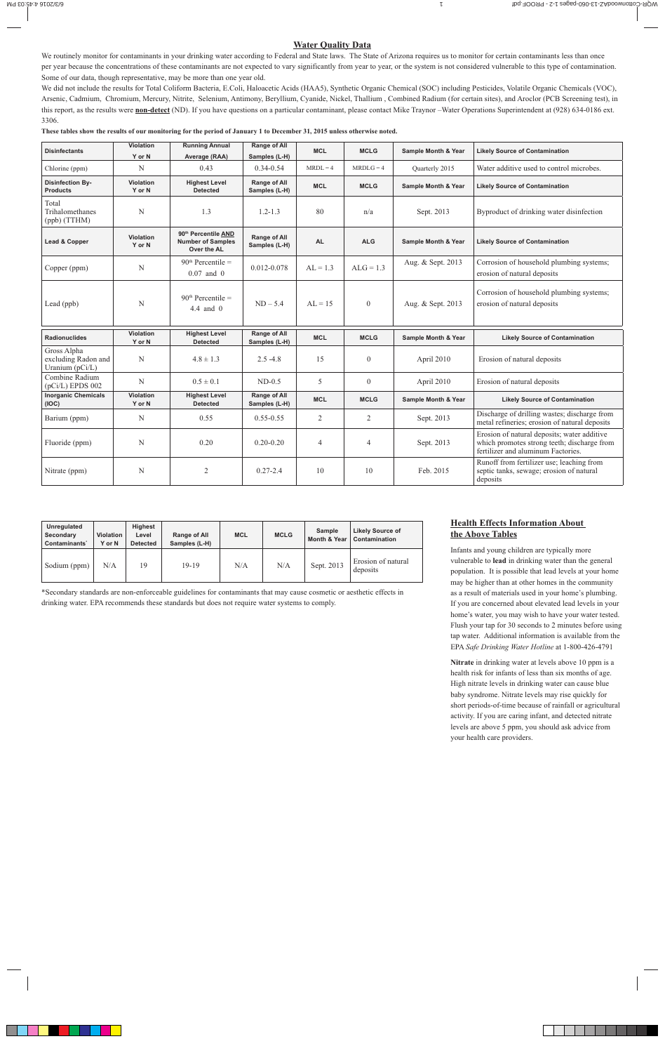## Water Quality Data

We routinely monitor for contaminants in your drinking water according to Federal and State laws. The State of Arizona requires us to monitor for certain contaminants less than once per year because the concentrations of these contaminants are not expected to vary significantly from year to year, or the system is not considered vulnerable to this type of contamination. Some of our data, though representative, may be more than one year old.

We did not include the results for Total Coliform Bacteria, E.Coli, Haloacetic Acids (HAA5), Synthetic Organic Chemical (SOC) including Pesticides, Volatile Organic Chemicals (VOC), Arsenic, Cadmium, Chromium, Mercury, Nitrite, Selenium, Antimony, Beryllium, Cyanide, Nickel, Thallium , Combined Radium (for certain sites), and Aroclor (PCB Screening test), in this report, as the results were **non-detect** (ND). If you have questions on a particular contaminant, please contact Mike Traynor –Water Operations Superintendent at (928) 634-0186 ext. 3306.

**These tables show the results of our monitoring for the period of January 1 to December 31, 2015 unless otherwise noted.**

| Disinfectants | Violation Y or N | Running Annual Average (RAA) | Range of All Samples (L-H) | MCL | MCLG | Sample Month & Year | Likely Source of Contamination |
|---|---|---|---|---|---|---|---|
| Chlorine (ppm) | N | 0.43 | 0.34-0.54 | MRDL = 4 | MRDLG = 4 | Quarterly 2015 | Water additive used to control microbes. |
| **Disinfection By-Products** | **Violation Y or N** | **Highest Level Detected** | **Range of All Samples (L-H)** | **MCL** | **MCLG** | **Sample Month & Year** | **Likely Source of Contamination** |
| Total Trihalomethanes (ppb) (TTHM) | N | 1.3 | 1.2-1.3 | 80 | n/a | Sept. 2013 | Byproduct of drinking water disinfection |
| **Lead & Copper** | **Violation Y or N** | **90th Percentile AND Number of Samples Over the AL** | **Range of All Samples (L-H)** | **AL** | **ALG** | **Sample Month & Year** | **Likely Source of Contamination** |
| Copper (ppm) | N | 90th Percentile = 0.07 and 0 | 0.012-0.078 | AL = 1.3 | ALG = 1.3 | Aug. & Sept. 2013 | Corrosion of household plumbing systems; erosion of natural deposits |
| Lead (ppb) | N | 90th Percentile = 4.4 and 0 | ND – 5.4 | AL = 15 | 0 | Aug. & Sept. 2013 | Corrosion of household plumbing systems; erosion of natural deposits |

| Radionuclides | Violation Y or N | Highest Level Detected | Range of All Samples (L-H) | MCL | MCLG | Sample Month & Year | Likely Source of Contamination |
|---|---|---|---|---|---|---|---|
| Gross Alpha excluding Radon and Uranium (pCi/L) | N | 4.8 ± 1.3 | 2.5 -4.8 | 15 | 0 | April 2010 | Erosion of natural deposits |
| Combine Radium (pCi/L) EPDS 002 | N | 0.5 ± 0.1 | ND-0.5 | 5 | 0 | April 2010 | Erosion of natural deposits |
| **Inorganic Chemicals (IOC)** | **Violation Y or N** | **Highest Level Detected** | **Range of All Samples (L-H)** | **MCL** | **MCLG** | **Sample Month & Year** | **Likely Source of Contamination** |
| Barium (ppm) | N | 0.55 | 0.55-0.55 | 2 | 2 | Sept. 2013 | Discharge of drilling wastes; discharge from metal refineries; erosion of natural deposits |
| Fluoride (ppm) | N | 0.20 | 0.20-0.20 | 4 | 4 | Sept. 2013 | Erosion of natural deposits; water additive which promotes strong teeth; discharge from fertilizer and aluminum Factories. |
| Nitrate (ppm) | N | 2 | 0.27-2.4 | 10 | 10 | Feb. 2015 | Runoff from fertilizer use; leaching from septic tanks, sewage; erosion of natural deposits |

| Unregulated Secondary Contaminants* | Violation Y or N | Highest Level Detected | Range of All Samples (L-H) | MCL | MCLG | Sample Month & Year | Likely Source of Contamination |
|---|---|---|---|---|---|---|---|
| Sodium (ppm) | N/A | 19 | 19-19 | N/A | N/A | Sept. 2013 | Erosion of natural deposits |

*Secondary standards are non-enforceable guidelines for contaminants that may cause cosmetic or aesthetic effects in drinking water. EPA recommends these standards but does not require water systems to comply.

## Health Effects Information About the Above Tables

Infants and young children are typically more vulnerable to **lead** in drinking water than the general population. It is possible that lead levels at your home may be higher than at other homes in the community as a result of materials used in your home's plumbing. If you are concerned about elevated lead levels in your home's water, you may wish to have your water tested. Flush your tap for 30 seconds to 2 minutes before using tap water. Additional information is available from the EPA *Safe Drinking Water Hotline* at 1-800-426-4791

**Nitrate** in drinking water at levels above 10 ppm is a health risk for infants of less than six months of age. High nitrate levels in drinking water can cause blue baby syndrome. Nitrate levels may rise quickly for short periods-of-time because of rainfall or agricultural activity. If you are caring infant, and detected nitrate levels are above 5 ppm, you should ask advice from your health care providers.